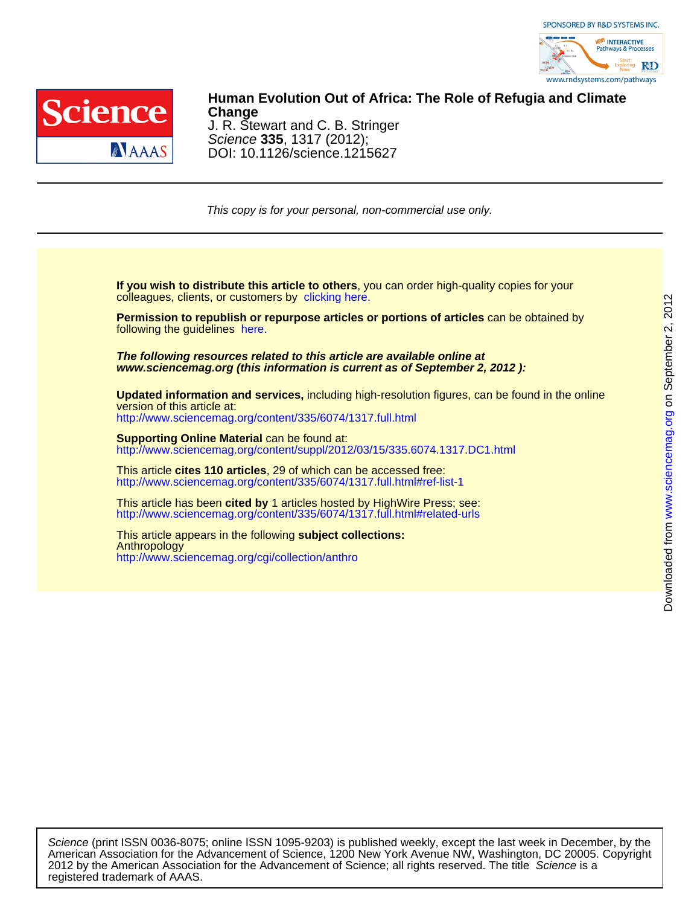# Human Evolution Out of Africa: The Role of Refugia and Climate Change

J. R. Stewart and C. B. Stringer

*Science* **335**, 1317 (2012);

DOI: 10.1126/science.1215627

*This copy is for your personal, non-commercial use only.*

**If you wish to distribute this article to others**, you can order high-quality copies for your colleagues, clients, or customers by clicking here.

**Permission to republish or repurpose articles or portions of articles** can be obtained by following the guidelines here.

***The following resources related to this article are available online at www.sciencemag.org (this information is current as of September 2, 2012 ):***

**Updated information and services,** including high-resolution figures, can be found in the online version of this article at:
http://www.sciencemag.org/content/335/6074/1317.full.html

**Supporting Online Material** can be found at:
http://www.sciencemag.org/content/suppl/2012/03/15/335.6074.1317.DC1.html

This article **cites 110 articles**, 29 of which can be accessed free:
http://www.sciencemag.org/content/335/6074/1317.full.html#ref-list-1

This article has been **cited by** 1 articles hosted by HighWire Press; see:
http://www.sciencemag.org/content/335/6074/1317.full.html#related-urls

This article appears in the following **subject collections:**
Anthropology
http://www.sciencemag.org/cgi/collection/anthro

*Science* (print ISSN 0036-8075; online ISSN 1095-9203) is published weekly, except the last week in December, by the American Association for the Advancement of Science, 1200 New York Avenue NW, Washington, DC 20005. Copyright 2012 by the American Association for the Advancement of Science; all rights reserved. The title *Science* is a registered trademark of AAAS.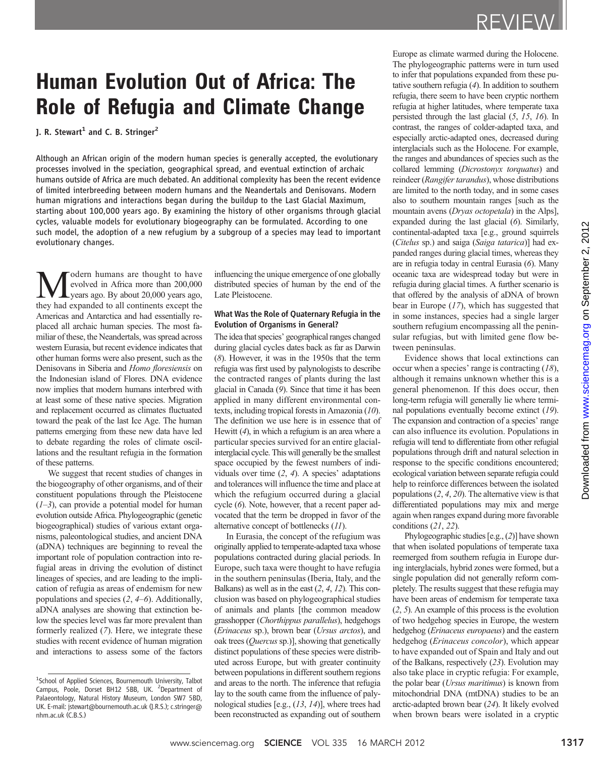# Human Evolution Out of Africa: The Role of Refugia and Climate Change

J. R. Stewart[1] and C. B. Stringer[2]

Although an African origin of the modern human species is generally accepted, the evolutionary processes involved in the speciation, geographical spread, and eventual extinction of archaic humans outside of Africa are much debated. An additional complexity has been the recent evidence of limited interbreeding between modern humans and the Neandertals and Denisovans. Modern human migrations and interactions began during the buildup to the Last Glacial Maximum, starting about 100,000 years ago. By examining the history of other organisms through glacial cycles, valuable models for evolutionary biogeography can be formulated. According to one such model, the adoption of a new refugium by a subgroup of a species may lead to important evolutionary changes.

Modern humans are thought to have evolved in Africa more than 200,000 years ago. By about 20,000 years ago, they had expanded to all continents except the Americas and Antarctica and had essentially replaced all archaic human species. The most familiar of these, the Neandertals, was spread across western Eurasia, but recent evidence indicates that other human forms were also present, such as the Denisovans in Siberia and *Homo floresiensis* on the Indonesian island of Flores. DNA evidence now implies that modern humans interbred with at least some of these native species. Migration and replacement occurred as climates fluctuated toward the peak of the last Ice Age. The human patterns emerging from these new data have led to debate regarding the roles of climate oscillations and the resultant refugia in the formation of these patterns.

We suggest that recent studies of changes in the biogeography of other organisms, and of their constituent populations through the Pleistocene (*1*–*3*), can provide a potential model for human evolution outside Africa. Phylogeographic (genetic biogeographical) studies of various extant organisms, paleontological studies, and ancient DNA (aDNA) techniques are beginning to reveal the important role of population contraction into refugial areas in driving the evolution of distinct lineages of species, and are leading to the implication of refugia as areas of endemism for new populations and species (*2*, *4*–*6*). Additionally, aDNA analyses are showing that extinction below the species level was far more prevalent than formerly realized (*7*). Here, we integrate these studies with recent evidence of human migration and interactions to assess some of the factors influencing the unique emergence of one globally distributed species of human by the end of the Late Pleistocene.

### What Was the Role of Quaternary Refugia in the Evolution of Organisms in General?

The idea that species' geographical ranges changed during glacial cycles dates back as far as Darwin (*8*). However, it was in the 1950s that the term refugia was first used by palynologists to describe the contracted ranges of plants during the last glacial in Canada (*9*). Since that time it has been applied in many different environmental contexts, including tropical forests in Amazonia (*10*). The definition we use here is in essence that of Hewitt (*4*), in which a refugium is an area where a particular species survived for an entire glacial-interglacial cycle. This will generally be the smallest space occupied by the fewest numbers of individuals over time (*2*, *4*). A species' adaptations and tolerances will influence the time and place at which the refugium occurred during a glacial cycle (*6*). Note, however, that a recent paper advocated that the term be dropped in favor of the alternative concept of bottlenecks (*11*).

In Eurasia, the concept of the refugium was originally applied to temperate-adapted taxa whose populations contracted during glacial periods. In Europe, such taxa were thought to have refugia in the southern peninsulas (Iberia, Italy, and the Balkans) as well as in the east (*2*, *4*, *12*). This conclusion was based on phylogeographical studies of animals and plants [the common meadow grasshopper (*Chorthippus parallelus*), hedgehogs (*Erinaceus* sp.), brown bear (*Ursus arctos*), and oak trees (*Quercus* sp.)], showing that genetically distinct populations of these species were distributed across Europe, but with greater continuity between populations in different southern regions and areas to the north. The inference that refugia lay to the south came from the influence of palynological studies [e.g., (*13*, *14*)], where trees had been reconstructed as expanding out of southern Europe as climate warmed during the Holocene. The phylogeographic patterns were in turn used to infer that populations expanded from these putative southern refugia (*4*). In addition to southern refugia, there seem to have been cryptic northern refugia at higher latitudes, where temperate taxa persisted through the last glacial (*5*, *15*, *16*). In contrast, the ranges of colder-adapted taxa, and especially arctic-adapted ones, decreased during interglacials such as the Holocene. For example, the ranges and abundances of species such as the collared lemming (*Dicrostonyx torquatus*) and reindeer (*Rangifer tarandus*), whose distributions are limited to the north today, and in some cases also to southern mountain ranges [such as the mountain avens (*Dryas octopetala*) in the Alps], expanded during the last glacial (*6*). Similarly, continental-adapted taxa [e.g., ground squirrels (*Citelus* sp.) and saiga (*Saiga tatarica*)] had expanded ranges during glacial times, whereas they are in refugia today in central Eurasia (*6*). Many oceanic taxa are widespread today but were in refugia during glacial times. A further scenario is that offered by the analysis of aDNA of brown bear in Europe (*17*), which has suggested that in some instances, species had a single larger southern refugium encompassing all the peninsular refugias, but with limited gene flow between peninsulas.

Evidence shows that local extinctions can occur when a species' range is contracting (*18*), although it remains unknown whether this is a general phenomenon. If this does occur, then long-term refugia will generally lie where terminal populations eventually become extinct (*19*). The expansion and contraction of a species' range can also influence its evolution. Populations in refugia will tend to differentiate from other refugial populations through drift and natural selection in response to the specific conditions encountered; ecological variation between separate refugia could help to reinforce differences between the isolated populations (*2*, *4*, *20*). The alternative view is that differentiated populations may mix and merge again when ranges expand during more favorable conditions (*21*, *22*).

Phylogeographic studies [e.g., (*2*)] have shown that when isolated populations of temperate taxa reemerged from southern refugia in Europe during interglacials, hybrid zones were formed, but a single population did not generally reform completely. The results suggest that these refugia may have been areas of endemism for temperate taxa (*2*, *5*). An example of this process is the evolution of two hedgehog species in Europe, the western hedgehog (*Erinaceus europaeus*) and the eastern hedgehog (*Erinaceus concolor*), which appear to have expanded out of Spain and Italy and out of the Balkans, respectively (*23*). Evolution may also take place in cryptic refugia: For example, the polar bear (*Ursus maritimus*) is known from mitochondrial DNA (mtDNA) studies to be an arctic-adapted brown bear (*24*). It likely evolved when brown bears were isolated in a cryptic

[1]School of Applied Sciences, Bournemouth University, Talbot Campus, Poole, Dorset BH12 5BB, UK. [2]Department of Palaeontology, Natural History Museum, London SW7 5BD, UK. E-mail: jstewart@bournemouth.ac.uk (J.R.S.); c.stringer@nhm.ac.uk (C.B.S.)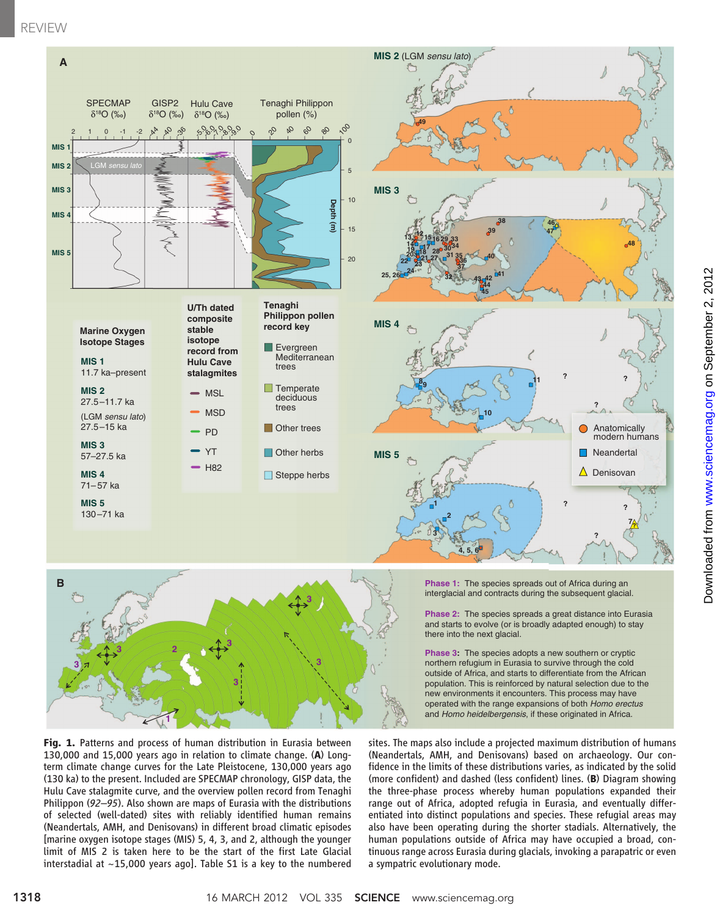**Fig. 1.** Patterns and process of human distribution in Eurasia between 130,000 and 15,000 years ago in relation to climate change. (**A**) Long-term climate change curves for the Late Pleistocene, 130,000 years ago (130 ka) to the present. Included are SPECMAP chronology, GISP data, the Hulu Cave stalagmite curve, and the overview pollen record from Tenaghi Philippon (*92*–*95*). Also shown are maps of Eurasia with the distributions of selected (well-dated) sites with reliably identified human remains (Neandertals, AMH, and Denisovans) in different broad climatic episodes [marine oxygen isotope stages (MIS) 5, 4, 3, and 2, although the younger limit of MIS 2 is taken here to be the start of the first Late Glacial interstadial at ~15,000 years ago]. Table S1 is a key to the numbered sites. The maps also include a projected maximum distribution of humans (Neandertals, AMH, and Denisovans) based on archaeology. Our confidence in the limits of these distributions varies, as indicated by the solid (more confident) and dashed (less confident) lines. (**B**) Diagram showing the three-phase process whereby human populations expanded their range out of Africa, adopted refugia in Eurasia, and eventually differentiated into distinct populations and species. These refugial areas may also have been operating during the shorter stadials. Alternatively, the human populations outside of Africa may have occupied a broad, continuous range across Eurasia during glacials, invoking a parapatric or even a sympatric evolutionary mode.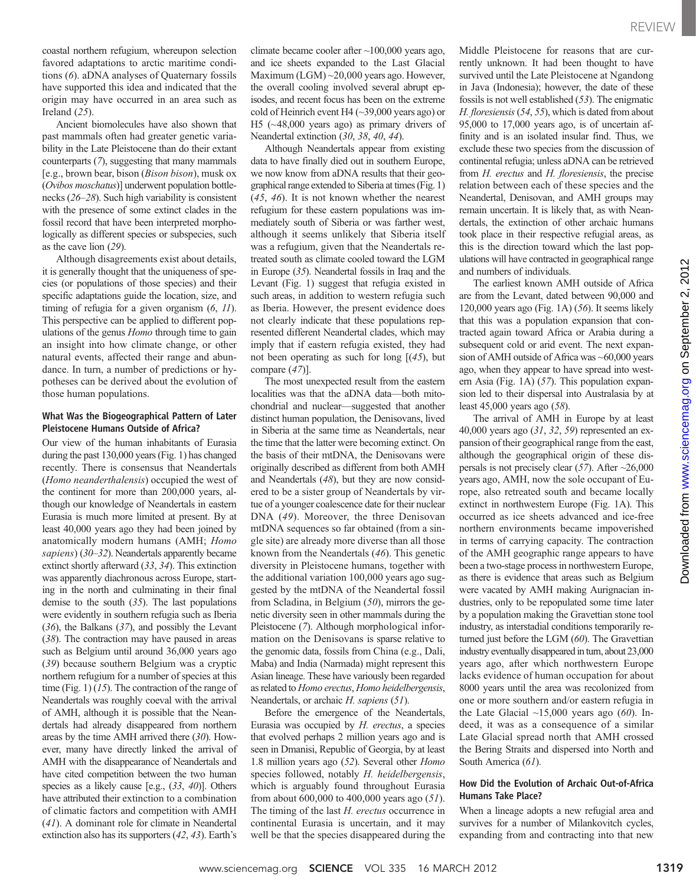coastal northern refugium, whereupon selection favored adaptations to arctic maritime conditions (*6*). aDNA analyses of Quaternary fossils have supported this idea and indicated that the origin may have occurred in an area such as Ireland (*25*).

Ancient biomolecules have also shown that past mammals often had greater genetic variability in the Late Pleistocene than do their extant counterparts (*7*), suggesting that many mammals [e.g., brown bear, bison (*Bison bison*), musk ox (*Ovibos moschatus*)] underwent population bottlenecks (*26*–*28*). Such high variability is consistent with the presence of some extinct clades in the fossil record that have been interpreted morphologically as different species or subspecies, such as the cave lion (*29*).

Although disagreements exist about details, it is generally thought that the uniqueness of species (or populations of those species) and their specific adaptations guide the location, size, and timing of refugia for a given organism (*6*, *11*). This perspective can be applied to different populations of the genus *Homo* through time to gain an insight into how climate change, or other natural events, affected their range and abundance. In turn, a number of predictions or hypotheses can be derived about the evolution of those human populations.

### What Was the Biogeographical Pattern of Later Pleistocene Humans Outside of Africa?

Our view of the human inhabitants of Eurasia during the past 130,000 years (Fig. 1) has changed recently. There is consensus that Neandertals (*Homo neanderthalensis*) occupied the west of the continent for more than 200,000 years, although our knowledge of Neandertals in eastern Eurasia is much more limited at present. By at least 40,000 years ago they had been joined by anatomically modern humans (AMH; *Homo sapiens*) (*30*–*32*). Neandertals apparently became extinct shortly afterward (*33*, *34*). This extinction was apparently diachronous across Europe, starting in the north and culminating in their final demise to the south (*35*). The last populations were evidently in southern refugia such as Iberia (*36*), the Balkans (*37*), and possibly the Levant (*38*). The contraction may have paused in areas such as Belgium until around 36,000 years ago (*39*) because southern Belgium was a cryptic northern refugium for a number of species at this time (Fig. 1) (*15*). The contraction of the range of Neandertals was roughly coeval with the arrival of AMH, although it is possible that the Neandertals had already disappeared from northern areas by the time AMH arrived there (*30*). However, many have directly linked the arrival of AMH with the disappearance of Neandertals and have cited competition between the two human species as a likely cause [e.g., (*33*, *40*)]. Others have attributed their extinction to a combination of climatic factors and competition with AMH (*41*). A dominant role for climate in Neandertal extinction also has its supporters (*42*, *43*). Earth's climate became cooler after ~100,000 years ago, and ice sheets expanded to the Last Glacial Maximum (LGM) ~20,000 years ago. However, the overall cooling involved several abrupt episodes, and recent focus has been on the extreme cold of Heinrich event H4 (~39,000 years ago) or H5 (~48,000 years ago) as primary drivers of Neandertal extinction (*30*, *38*, *40*, *44*).

Although Neandertals appear from existing data to have finally died out in southern Europe, we now know from aDNA results that their geographical range extended to Siberia at times (Fig. 1) (*45*, *46*). It is not known whether the nearest refugium for these eastern populations was immediately south of Siberia or was farther west, although it seems unlikely that Siberia itself was a refugium, given that the Neandertals retreated south as climate cooled toward the LGM in Europe (*35*). Neandertal fossils in Iraq and the Levant (Fig. 1) suggest that refugia existed in such areas, in addition to western refugia such as Iberia. However, the present evidence does not clearly indicate that these populations represented different Neandertal clades, which may imply that if eastern refugia existed, they had not been operating as such for long [(*45*), but compare (*47*)].

The most unexpected result from the eastern localities was that the aDNA data—both mitochondrial and nuclear—suggested that another distinct human population, the Denisovans, lived in Siberia at the same time as Neandertals, near the time that the latter were becoming extinct. On the basis of their mtDNA, the Denisovans were originally described as different from both AMH and Neandertals (*48*), but they are now considered to be a sister group of Neandertals by virtue of a younger coalescence date for their nuclear DNA (*49*). Moreover, the three Denisovan mtDNA sequences so far obtained (from a single site) are already more diverse than all those known from the Neandertals (*46*). This genetic diversity in Pleistocene humans, together with the additional variation 100,000 years ago suggested by the mtDNA of the Neandertal fossil from Scladina, in Belgium (*50*), mirrors the genetic diversity seen in other mammals during the Pleistocene (*7*). Although morphological information on the Denisovans is sparse relative to the genomic data, fossils from China (e.g., Dali, Maba) and India (Narmada) might represent this Asian lineage. These have variously been regarded as related to *Homo erectus*, *Homo heidelbergensis*, Neandertals, or archaic *H. sapiens* (*51*).

Before the emergence of the Neandertals, Eurasia was occupied by *H. erectus*, a species that evolved perhaps 2 million years ago and is seen in Dmanisi, Republic of Georgia, by at least 1.8 million years ago (*52*). Several other *Homo* species followed, notably *H. heidelbergensis*, which is arguably found throughout Eurasia from about 600,000 to 400,000 years ago (*51*). The timing of the last *H. erectus* occurrence in continental Eurasia is uncertain, and it may well be that the species disappeared during the Middle Pleistocene for reasons that are currently unknown. It had been thought to have survived until the Late Pleistocene at Ngandong in Java (Indonesia); however, the date of these fossils is not well established (*53*). The enigmatic *H. floresiensis* (*54*, *55*), which is dated from about 95,000 to 17,000 years ago, is of uncertain affinity and is an isolated insular find. Thus, we exclude these two species from the discussion of continental refugia; unless aDNA can be retrieved from *H. erectus* and *H. floresiensis*, the precise relation between each of these species and the Neandertal, Denisovan, and AMH groups may remain uncertain. It is likely that, as with Neandertals, the extinction of other archaic humans took place in their respective refugial areas, as this is the direction toward which the last populations will have contracted in geographical range and numbers of individuals.

The earliest known AMH outside of Africa are from the Levant, dated between 90,000 and 120,000 years ago (Fig. 1A) (*56*). It seems likely that this was a population expansion that contracted again toward Africa or Arabia during a subsequent cold or arid event. The next expansion of AMH outside of Africa was ~60,000 years ago, when they appear to have spread into western Asia (Fig. 1A) (*57*). This population expansion led to their dispersal into Australasia by at least 45,000 years ago (*58*).

The arrival of AMH in Europe by at least 40,000 years ago (*31*, *32*, *59*) represented an expansion of their geographical range from the east, although the geographical origin of these dispersals is not precisely clear (*57*). After ~26,000 years ago, AMH, now the sole occupant of Europe, also retreated south and became locally extinct in northwestern Europe (Fig. 1A). This occurred as ice sheets advanced and ice-free northern environments became impoverished in terms of carrying capacity. The contraction of the AMH geographic range appears to have been a two-stage process in northwestern Europe, as there is evidence that areas such as Belgium were vacated by AMH making Aurignacian industries, only to be repopulated some time later by a population making the Gravettian stone tool industry, as interstadial conditions temporarily returned just before the LGM (*60*). The Gravettian industry eventually disappeared in turn, about 23,000 years ago, after which northwestern Europe lacks evidence of human occupation for about 8000 years until the area was recolonized from one or more southern and/or eastern refugia in the Late Glacial ~15,000 years ago (*60*). Indeed, it was as a consequence of a similar Late Glacial spread north that AMH crossed the Bering Straits and dispersed into North and South America (*61*).

### How Did the Evolution of Archaic Out-of-Africa Humans Take Place?

When a lineage adopts a new refugial area and survives for a number of Milankovitch cycles, expanding from and contracting into that new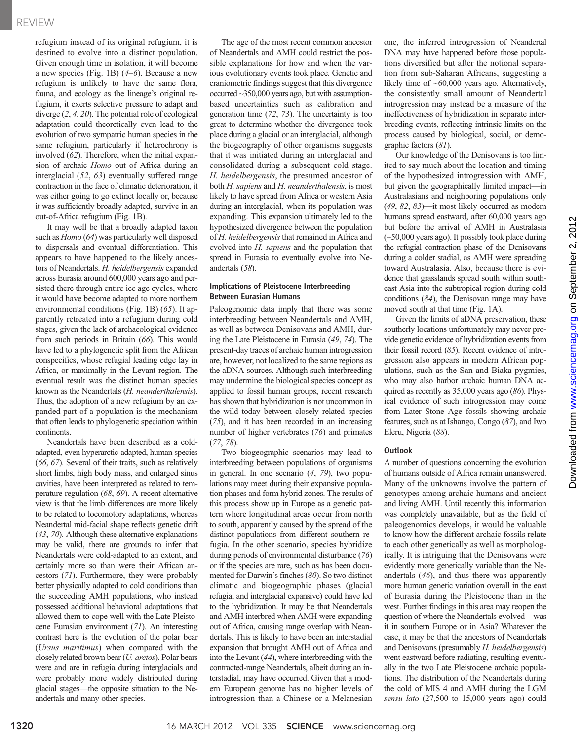refugium instead of its original refugium, it is destined to evolve into a distinct population. Given enough time in isolation, it will become a new species (Fig. 1B) (*4*–*6*). Because a new refugium is unlikely to have the same flora, fauna, and ecology as the lineage's original refugium, it exerts selective pressure to adapt and diverge (*2*, *4*, *20*). The potential role of ecological adaptation could theoretically even lead to the evolution of two sympatric human species in the same refugium, particularly if heterochrony is involved (*62*). Therefore, when the initial expansion of archaic *Homo* out of Africa during an interglacial (*52*, *63*) eventually suffered range contraction in the face of climatic deterioration, it was either going to go extinct locally or, because it was sufficiently broadly adapted, survive in an out-of-Africa refugium (Fig. 1B).

It may well be that a broadly adapted taxon such as *Homo* (*64*) was particularly well disposed to dispersals and eventual differentiation. This appears to have happened to the likely ancestors of Neandertals. *H. heidelbergensis* expanded across Eurasia around 600,000 years ago and persisted there through entire ice age cycles, where it would have become adapted to more northern environmental conditions (Fig. 1B) (*65*). It apparently retreated into a refugium during cold stages, given the lack of archaeological evidence from such periods in Britain (*66*). This would have led to a phylogenetic split from the African conspecifics, whose refugial leading edge lay in Africa, or maximally in the Levant region. The eventual result was the distinct human species known as the Neandertals (*H. neanderthalensis*). Thus, the adoption of a new refugium by an expanded part of a population is the mechanism that often leads to phylogenetic speciation within continents.

Neandertals have been described as a cold-adapted, even hyperarctic-adapted, human species (*66*, *67*). Several of their traits, such as relatively short limbs, high body mass, and enlarged sinus cavities, have been interpreted as related to temperature regulation (*68*, *69*). A recent alternative view is that the limb differences are more likely to be related to locomotory adaptations, whereas Neandertal mid-facial shape reflects genetic drift (*43*, *70*). Although these alternative explanations may be valid, there are grounds to infer that Neandertals were cold-adapted to an extent, and certainly more so than were their African ancestors (*71*). Furthermore, they were probably better physically adapted to cold conditions than the succeeding AMH populations, who instead possessed additional behavioral adaptations that allowed them to cope well with the Late Pleistocene Eurasian environment (*71*). An interesting contrast here is the evolution of the polar bear (*Ursus maritimus*) when compared with the closely related brown bear (*U. arctos*). Polar bears were and are in refugia during interglacials and were probably more widely distributed during glacial stages—the opposite situation to the Neandertals and many other species.

The age of the most recent common ancestor of Neandertals and AMH could restrict the possible explanations for how and when the various evolutionary events took place. Genetic and craniometric findings suggest that this divergence occurred ~350,000 years ago, but with assumption-based uncertainties such as calibration and generation time (*72*, *73*). The uncertainty is too great to determine whether the divergence took place during a glacial or an interglacial, although the biogeography of other organisms suggests that it was initiated during an interglacial and consolidated during a subsequent cold stage. *H. heidelbergensis*, the presumed ancestor of both *H. sapiens* and *H. neanderthalensis*, is most likely to have spread from Africa or western Asia during an interglacial, when its population was expanding. This expansion ultimately led to the hypothesized divergence between the population of *H. heidelbergensis* that remained in Africa and evolved into *H. sapiens* and the population that spread in Eurasia to eventually evolve into Neandertals (*58*).

### Implications of Pleistocene Interbreeding Between Eurasian Humans

Paleogenomic data imply that there was some interbreeding between Neandertals and AMH, as well as between Denisovans and AMH, during the Late Pleistocene in Eurasia (*49*, *74*). The present-day traces of archaic human introgression are, however, not localized to the same regions as the aDNA sources. Although such interbreeding may undermine the biological species concept as applied to fossil human groups, recent research has shown that hybridization is not uncommon in the wild today between closely related species (*75*), and it has been recorded in an increasing number of higher vertebrates (*76*) and primates (*77*, *78*).

Two biogeographic scenarios may lead to interbreeding between populations of organisms in general. In one scenario (*4*, *79*), two populations may meet during their expansive population phases and form hybrid zones. The results of this process show up in Europe as a genetic pattern where longitudinal areas occur from north to south, apparently caused by the spread of the distinct populations from different southern refugia. In the other scenario, species hybridize during periods of environmental disturbance (*76*) or if the species are rare, such as has been documented for Darwin's finches (*80*). So two distinct climatic and biogeographic phases (glacial refugial and interglacial expansive) could have led to the hybridization. It may be that Neandertals and AMH interbred when AMH were expanding out of Africa, causing range overlap with Neandertals. This is likely to have been an interstadial expansion that brought AMH out of Africa and into the Levant (*44*), where interbreeding with the contracted-range Neandertals, albeit during an interstadial, may have occurred. Given that a modern European genome has no higher levels of introgression than a Chinese or a Melanesian one, the inferred introgression of Neandertal DNA may have happened before those populations diversified but after the notional separation from sub-Saharan Africans, suggesting a likely time of ~60,000 years ago. Alternatively, the consistently small amount of Neandertal introgression may instead be a measure of the ineffectiveness of hybridization in separate interbreeding events, reflecting intrinsic limits on the process caused by biological, social, or demographic factors (*81*).

Our knowledge of the Denisovans is too limited to say much about the location and timing of the hypothesized introgression with AMH, but given the geographically limited impact—in Australasians and neighboring populations only (*49*, *82*, *83*)—it most likely occurred as modern humans spread eastward, after 60,000 years ago but before the arrival of AMH in Australasia (~50,000 years ago). It possibly took place during the refugial contraction phase of the Denisovans during a colder stadial, as AMH were spreading toward Australasia. Also, because there is evidence that grasslands spread south within southeast Asia into the subtropical region during cold conditions (*84*), the Denisovan range may have moved south at that time (Fig. 1A).

Given the limits of aDNA preservation, these southerly locations unfortunately may never provide genetic evidence of hybridization events from their fossil record (*85*). Recent evidence of introgression also appears in modern African populations, such as the San and Biaka pygmies, who may also harbor archaic human DNA acquired as recently as 35,000 years ago (*86*). Physical evidence of such introgression may come from Later Stone Age fossils showing archaic features, such as at Ishango, Congo (*87*), and Iwo Eleru, Nigeria (*88*).

### Outlook

A number of questions concerning the evolution of humans outside of Africa remain unanswered. Many of the unknowns involve the pattern of genotypes among archaic humans and ancient and living AMH. Until recently this information was completely unavailable, but as the field of paleogenomics develops, it would be valuable to know how the different archaic fossils relate to each other genetically as well as morphologically. It is intriguing that the Denisovans were evidently more genetically variable than the Neandertals (*46*), and thus there was apparently more human genetic variation overall in the east of Eurasia during the Pleistocene than in the west. Further findings in this area may reopen the question of where the Neandertals evolved—was it in southern Europe or in Asia? Whatever the case, it may be that the ancestors of Neandertals and Denisovans (presumably *H. heidelbergensis*) went eastward before radiating, resulting eventually in the two Late Pleistocene archaic populations. The distribution of the Neandertals during the cold of MIS 4 and AMH during the LGM *sensu lato* (27,500 to 15,000 years ago) could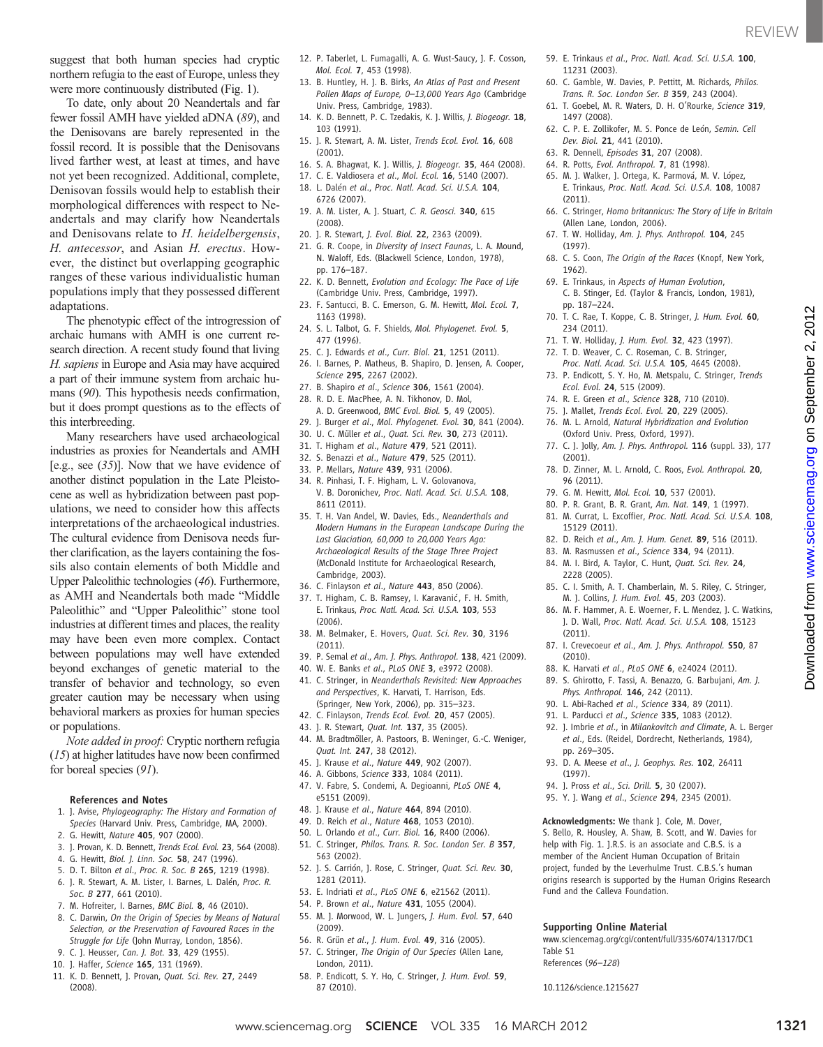suggest that both human species had cryptic northern refugia to the east of Europe, unless they were more continuously distributed (Fig. 1).

To date, only about 20 Neandertals and far fewer fossil AMH have yielded aDNA (*89*), and the Denisovans are barely represented in the fossil record. It is possible that the Denisovans lived farther west, at least at times, and have not yet been recognized. Additional, complete, Denisovan fossils would help to establish their morphological differences with respect to Neandertals and may clarify how Neandertals and Denisovans relate to *H. heidelbergensis*, *H. antecessor*, and Asian *H. erectus*. However, the distinct but overlapping geographic ranges of these various individualistic human populations imply that they possessed different adaptations.

The phenotypic effect of the introgression of archaic humans with AMH is one current research direction. A recent study found that living *H. sapiens* in Europe and Asia may have acquired a part of their immune system from archaic humans (*90*). This hypothesis needs confirmation, but it does prompt questions as to the effects of this interbreeding.

Many researchers have used archaeological industries as proxies for Neandertals and AMH [e.g., see (*35*)]. Now that we have evidence of another distinct population in the Late Pleistocene as well as hybridization between past populations, we need to consider how this affects interpretations of the archaeological industries. The cultural evidence from Denisova needs further clarification, as the layers containing the fossils also contain elements of both Middle and Upper Paleolithic technologies (*46*). Furthermore, as AMH and Neandertals both made "Middle Paleolithic" and "Upper Paleolithic" stone tool industries at different times and places, the reality may have been even more complex. Contact between populations may well have extended beyond exchanges of genetic material to the transfer of behavior and technology, so even greater caution may be necessary when using behavioral markers as proxies for human species or populations.

*Note added in proof:* Cryptic northern refugia (*15*) at higher latitudes have now been confirmed for boreal species (*91*).

### References and Notes

1. J. Avise, *Phylogeography: The History and Formation of Species* (Harvard Univ. Press, Cambridge, MA, 2000).
2. G. Hewitt, *Nature* **405**, 907 (2000).
3. J. Provan, K. D. Bennett, *Trends Ecol. Evol.* **23**, 564 (2008).
4. G. Hewitt, *Biol. J. Linn. Soc.* **58**, 247 (1996).
5. D. T. Bilton *et al.*, *Proc. R. Soc. B* **265**, 1219 (1998).
6. J. R. Stewart, A. M. Lister, I. Barnes, L. Dalén, *Proc. R. Soc. B* **277**, 661 (2010).
7. M. Hofreiter, I. Barnes, *BMC Biol.* **8**, 46 (2010).
8. C. Darwin, *On the Origin of Species by Means of Natural Selection, or the Preservation of Favoured Races in the Struggle for Life* (John Murray, London, 1856).
9. C. J. Heusser, *Can. J. Bot.* **33**, 429 (1955).
10. J. Haffer, *Science* **165**, 131 (1969).
11. K. D. Bennett, J. Provan, *Quat. Sci. Rev.* **27**, 2449 (2008).
12. P. Taberlet, L. Fumagalli, A. G. Wust-Saucy, J. F. Cosson, *Mol. Ecol.* **7**, 453 (1998).
13. B. Huntley, H. J. B. Birks, *An Atlas of Past and Present Pollen Maps of Europe, 0–13,000 Years Ago* (Cambridge Univ. Press, Cambridge, 1983).
14. K. D. Bennett, P. C. Tzedakis, K. J. Willis, *J. Biogeogr.* **18**, 103 (1991).
15. J. R. Stewart, A. M. Lister, *Trends Ecol. Evol.* **16**, 608 (2001).
16. S. A. Bhagwat, K. J. Willis, *J. Biogeogr.* **35**, 464 (2008).
17. C. E. Valdiosera *et al.*, *Mol. Ecol.* **16**, 5140 (2007).
18. L. Dalén *et al.*, *Proc. Natl. Acad. Sci. U.S.A.* **104**, 6726 (2007).
19. A. M. Lister, A. J. Stuart, *C. R. Geosci.* **340**, 615 (2008).
20. J. R. Stewart, *J. Evol. Biol.* **22**, 2363 (2009).
21. G. R. Coope, in *Diversity of Insect Faunas*, L. A. Mound, N. Waloff, Eds. (Blackwell Science, London, 1978), pp. 176–187.
22. K. D. Bennett, *Evolution and Ecology: The Pace of Life* (Cambridge Univ. Press, Cambridge, 1997).
23. F. Santucci, B. C. Emerson, G. M. Hewitt, *Mol. Ecol.* **7**, 1163 (1998).
24. S. L. Talbot, G. F. Shields, *Mol. Phylogenet. Evol.* **5**, 477 (1996).
25. C. J. Edwards *et al.*, *Curr. Biol.* **21**, 1251 (2011).
26. I. Barnes, P. Matheus, B. Shapiro, D. Jensen, A. Cooper, *Science* **295**, 2267 (2002).
27. B. Shapiro *et al.*, *Science* **306**, 1561 (2004).
28. R. D. E. MacPhee, A. N. Tikhonov, D. Mol, A. D. Greenwood, *BMC Evol. Biol.* **5**, 49 (2005).
29. J. Burger *et al.*, *Mol. Phylogenet. Evol.* **30**, 841 (2004).
30. U. C. Müller *et al.*, *Quat. Sci. Rev.* **30**, 273 (2011).
31. T. Higham *et al.*, *Nature* **479**, 521 (2011).
32. S. Benazzi *et al.*, *Nature* **479**, 525 (2011).
33. P. Mellars, *Nature* **439**, 931 (2006).
34. R. Pinhasi, T. F. Higham, L. V. Golovanova, V. B. Doronichev, *Proc. Natl. Acad. Sci. U.S.A.* **108**, 8611 (2011).
35. T. H. Van Andel, W. Davies, Eds., *Neanderthals and Modern Humans in the European Landscape During the Last Glaciation, 60,000 to 20,000 Years Ago: Archaeological Results of the Stage Three Project* (McDonald Institute for Archaeological Research, Cambridge, 2003).
36. C. Finlayson *et al.*, *Nature* **443**, 850 (2006).
37. T. Higham, C. B. Ramsey, I. Karavanić, F. H. Smith, E. Trinkaus, *Proc. Natl. Acad. Sci. U.S.A.* **103**, 553 (2006).
38. M. Belmaker, E. Hovers, *Quat. Sci. Rev.* **30**, 3196 (2011).
39. P. Semal *et al.*, *Am. J. Phys. Anthropol.* **138**, 421 (2009).
40. W. E. Banks *et al.*, *PLoS ONE* **3**, e3972 (2008).
41. C. Stringer, in *Neanderthals Revisited: New Approaches and Perspectives*, K. Harvati, T. Harrison, Eds. (Springer, New York, 2006), pp. 315–323.
42. C. Finlayson, *Trends Ecol. Evol.* **20**, 457 (2005).
43. J. R. Stewart, *Quat. Int.* **137**, 35 (2005).
44. M. Bradtmöller, A. Pastoors, B. Weninger, G.-C. Weniger, *Quat. Int.* **247**, 38 (2012).
45. J. Krause *et al.*, *Nature* **449**, 902 (2007).
46. A. Gibbons, *Science* **333**, 1084 (2011).
47. V. Fabre, S. Condemi, A. Degioanni, *PLoS ONE* **4**, e5151 (2009).
48. J. Krause *et al.*, *Nature* **464**, 894 (2010).
49. D. Reich *et al.*, *Nature* **468**, 1053 (2010).
50. L. Orlando *et al.*, *Curr. Biol.* **16**, R400 (2006).
51. C. Stringer, *Philos. Trans. R. Soc. London Ser. B* **357**, 563 (2002).
52. J. S. Carrión, J. Rose, C. Stringer, *Quat. Sci. Rev.* **30**, 1281 (2011).
53. E. Indriati *et al.*, *PLoS ONE* **6**, e21562 (2011).
54. P. Brown *et al.*, *Nature* **431**, 1055 (2004).
55. M. J. Morwood, W. L. Jungers, *J. Hum. Evol.* **57**, 640 (2009).
56. R. Grün *et al.*, *J. Hum. Evol.* **49**, 316 (2005).
57. C. Stringer, *The Origin of Our Species* (Allen Lane, London, 2011).
58. P. Endicott, S. Y. Ho, C. Stringer, *J. Hum. Evol.* **59**, 87 (2010).
59. E. Trinkaus *et al.*, *Proc. Natl. Acad. Sci. U.S.A.* **100**, 11231 (2003).
60. C. Gamble, W. Davies, P. Pettitt, M. Richards, *Philos. Trans. R. Soc. London Ser. B* **359**, 243 (2004).
61. T. Goebel, M. R. Waters, D. H. O'Rourke, *Science* **319**, 1497 (2008).
62. C. P. E. Zollikofer, M. S. Ponce de León, *Semin. Cell Dev. Biol.* **21**, 441 (2010).
63. R. Dennell, *Episodes* **31**, 207 (2008).
64. R. Potts, *Evol. Anthropol.* **7**, 81 (1998).
65. M. J. Walker, J. Ortega, K. Parmová, M. V. López, E. Trinkaus, *Proc. Natl. Acad. Sci. U.S.A.* **108**, 10087 (2011).
66. C. Stringer, *Homo britannicus: The Story of Life in Britain* (Allen Lane, London, 2006).
67. T. W. Holliday, *Am. J. Phys. Anthropol.* **104**, 245 (1997).
68. C. S. Coon, *The Origin of the Races* (Knopf, New York, 1962).
69. E. Trinkaus, in *Aspects of Human Evolution*, C. B. Stinger, Ed. (Taylor & Francis, London, 1981), pp. 187–224.
70. T. C. Rae, T. Koppe, C. B. Stringer, *J. Hum. Evol.* **60**, 234 (2011).
71. T. W. Holliday, *J. Hum. Evol.* **32**, 423 (1997).
72. T. D. Weaver, C. C. Roseman, C. B. Stringer, *Proc. Natl. Acad. Sci. U.S.A.* **105**, 4645 (2008).
73. P. Endicott, S. Y. Ho, M. Metspalu, C. Stringer, *Trends Ecol. Evol.* **24**, 515 (2009).
74. R. E. Green *et al.*, *Science* **328**, 710 (2010).
75. J. Mallet, *Trends Ecol. Evol.* **20**, 229 (2005).
76. M. L. Arnold, *Natural Hybridization and Evolution* (Oxford Univ. Press, Oxford, 1997).
77. C. J. Jolly, *Am. J. Phys. Anthropol.* **116** (suppl. 33), 177 (2001).
78. D. Zinner, M. L. Arnold, C. Roos, *Evol. Anthropol.* **20**, 96 (2011).
79. G. M. Hewitt, *Mol. Ecol.* **10**, 537 (2001).
80. P. R. Grant, B. R. Grant, *Am. Nat.* **149**, 1 (1997).
81. M. Currat, L. Excoffier, *Proc. Natl. Acad. Sci. U.S.A.* **108**, 15129 (2011).
82. D. Reich *et al.*, *Am. J. Hum. Genet.* **89**, 516 (2011).
83. M. Rasmussen *et al.*, *Science* **334**, 94 (2011).
84. M. I. Bird, A. Taylor, C. Hunt, *Quat. Sci. Rev.* **24**, 2228 (2005).
85. C. I. Smith, A. T. Chamberlain, M. S. Riley, C. Stringer, M. J. Collins, *J. Hum. Evol.* **45**, 203 (2003).
86. M. F. Hammer, A. E. Woerner, F. L. Mendez, J. C. Watkins, J. D. Wall, *Proc. Natl. Acad. Sci. U.S.A.* **108**, 15123 (2011).
87. I. Crevecoeur *et al.*, *Am. J. Phys. Anthropol.* **S50**, 87 (2010).
88. K. Harvati *et al.*, *PLoS ONE* **6**, e24024 (2011).
89. S. Ghirotto, F. Tassi, A. Benazzo, G. Barbujani, *Am. J. Phys. Anthropol.* **146**, 242 (2011).
90. L. Abi-Rached *et al.*, *Science* **334**, 89 (2011).
91. L. Parducci *et al.*, *Science* **335**, 1083 (2012).
92. J. Imbrie *et al.*, in *Milankovitch and Climate*, A. L. Berger *et al.*, Eds. (Reidel, Dordrecht, Netherlands, 1984), pp. 269–305.
93. D. A. Meese *et al.*, *J. Geophys. Res.* **102**, 26411 (1997).
94. J. Pross *et al.*, *Sci. Drill.* **5**, 30 (2007).
95. Y. J. Wang *et al.*, *Science* **294**, 2345 (2001).

**Acknowledgments:** We thank J. Cole, M. Dover, S. Bello, R. Housley, A. Shaw, B. Scott, and W. Davies for help with Fig. 1. J.R.S. is an associate and C.B.S. is a member of the Ancient Human Occupation of Britain project, funded by the Leverhulme Trust. C.B.S.'s human origins research is supported by the Human Origins Research Fund and the Calleva Foundation.

### Supporting Online Material

www.sciencemag.org/cgi/content/full/335/6074/1317/DC1
Table S1
References (*96*–*128*)

10.1126/science.1215627